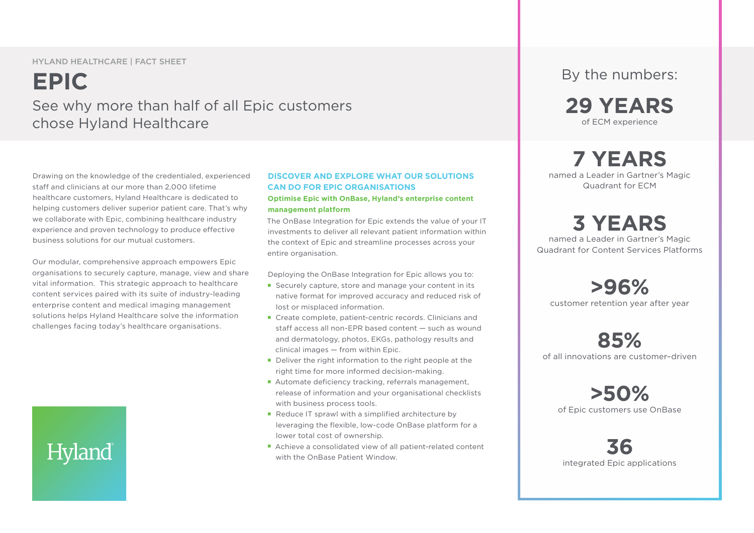HYLAND HEALTHCARE | FACT SHEET

# EPIC

## See why more than half of all Epic customers chose Hyland Healthcare

Drawing on the knowledge of the credentialed, experienced staff and clinicians at our more than 2,000 lifetime healthcare customers, Hyland Healthcare is dedicated to helping customers deliver superior patient care. That's why we collaborate with Epic, combining healthcare industry experience and proven technology to produce effective business solutions for our mutual customers.

Our modular, comprehensive approach empowers Epic organisations to securely capture, manage, view and share vital information. This strategic approach to healthcare content services paired with its suite of industry-leading enterprise content and medical imaging management solutions helps Hyland Healthcare solve the information challenges facing today's healthcare organisations.

### DISCOVER AND EXPLORE WHAT OUR SOLUTIONS CAN DO FOR EPIC ORGANISATIONS

**Optimise Epic with OnBase, Hyland's enterprise content management platform**

The OnBase Integration for Epic extends the value of your IT investments to deliver all relevant patient information within the context of Epic and streamline processes across your entire organisation.

Deploying the OnBase Integration for Epic allows you to:

- Securely capture, store and manage your content in its native format for improved accuracy and reduced risk of lost or misplaced information.
- Create complete, patient-centric records. Clinicians and staff access all non-EPR based content — such as wound and dermatology, photos, EKGs, pathology results and clinical images — from within Epic.
- Deliver the right information to the right people at the right time for more informed decision-making.
- Automate deficiency tracking, referrals management, release of information and your organisational checklists with business process tools.
- Reduce IT sprawl with a simplified architecture by leveraging the flexible, low-code OnBase platform for a lower total cost of ownership.
- Achieve a consolidated view of all patient-related content with the OnBase Patient Window.

Hyland

### By the numbers:

**29 YEARS**
of ECM experience

**7 YEARS**
named a Leader in Gartner's Magic Quadrant for ECM

**3 YEARS**
named a Leader in Gartner's Magic Quadrant for Content Services Platforms

**>96%**
customer retention year after year

**85%**
of all innovations are customer–driven

**>50%**
of Epic customers use OnBase

**36**
integrated Epic applications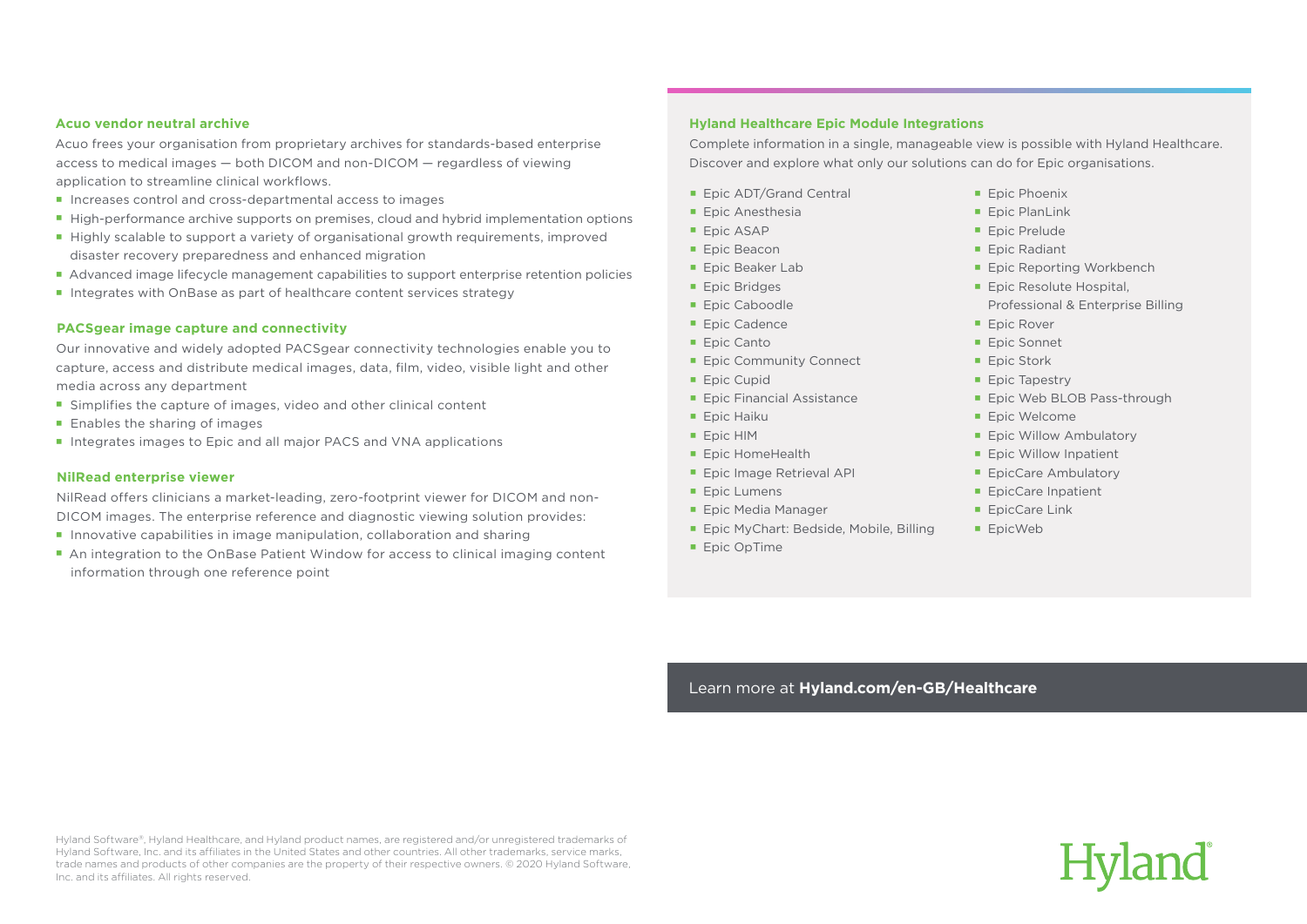### Acuo vendor neutral archive

Acuo frees your organisation from proprietary archives for standards-based enterprise access to medical images — both DICOM and non-DICOM — regardless of viewing application to streamline clinical workflows.

- Increases control and cross-departmental access to images
- High-performance archive supports on premises, cloud and hybrid implementation options
- Highly scalable to support a variety of organisational growth requirements, improved disaster recovery preparedness and enhanced migration
- Advanced image lifecycle management capabilities to support enterprise retention policies
- Integrates with OnBase as part of healthcare content services strategy

### PACSgear image capture and connectivity

Our innovative and widely adopted PACSgear connectivity technologies enable you to capture, access and distribute medical images, data, film, video, visible light and other media across any department

- Simplifies the capture of images, video and other clinical content
- Enables the sharing of images
- Integrates images to Epic and all major PACS and VNA applications

### NilRead enterprise viewer

NilRead offers clinicians a market-leading, zero-footprint viewer for DICOM and non-DICOM images. The enterprise reference and diagnostic viewing solution provides:

- Innovative capabilities in image manipulation, collaboration and sharing
- An integration to the OnBase Patient Window for access to clinical imaging content information through one reference point

### Hyland Healthcare Epic Module Integrations

Complete information in a single, manageable view is possible with Hyland Healthcare. Discover and explore what only our solutions can do for Epic organisations.

- Epic ADT/Grand Central
- Epic Anesthesia
- Epic ASAP
- Epic Beacon
- Epic Beaker Lab
- Epic Bridges
- Epic Caboodle
- Epic Cadence
- Epic Canto
- Epic Community Connect
- Epic Cupid
- Epic Financial Assistance
- Epic Haiku
- Epic HIM
- Epic HomeHealth
- Epic Image Retrieval API
- Epic Lumens
- Epic Media Manager
- Epic MyChart: Bedside, Mobile, Billing
- Epic OpTime
- Epic Phoenix
- Epic PlanLink
- Epic Prelude
- Epic Radiant
- Epic Reporting Workbench
- Epic Resolute Hospital, Professional & Enterprise Billing
- Epic Rover
- Epic Sonnet
- Epic Stork
- Epic Tapestry
- Epic Web BLOB Pass-through
- Epic Welcome
- Epic Willow Ambulatory
- Epic Willow Inpatient
- EpicCare Ambulatory
- EpicCare Inpatient
- EpicCare Link
- EpicWeb

Learn more at **Hyland.com/en-GB/Healthcare**

Hyland Software®, Hyland Healthcare, and Hyland product names, are registered and/or unregistered trademarks of Hyland Software, Inc. and its affiliates in the United States and other countries. All other trademarks, service marks, trade names and products of other companies are the property of their respective owners. © 2020 Hyland Software, Inc. and its affiliates. All rights reserved.

Hyland®